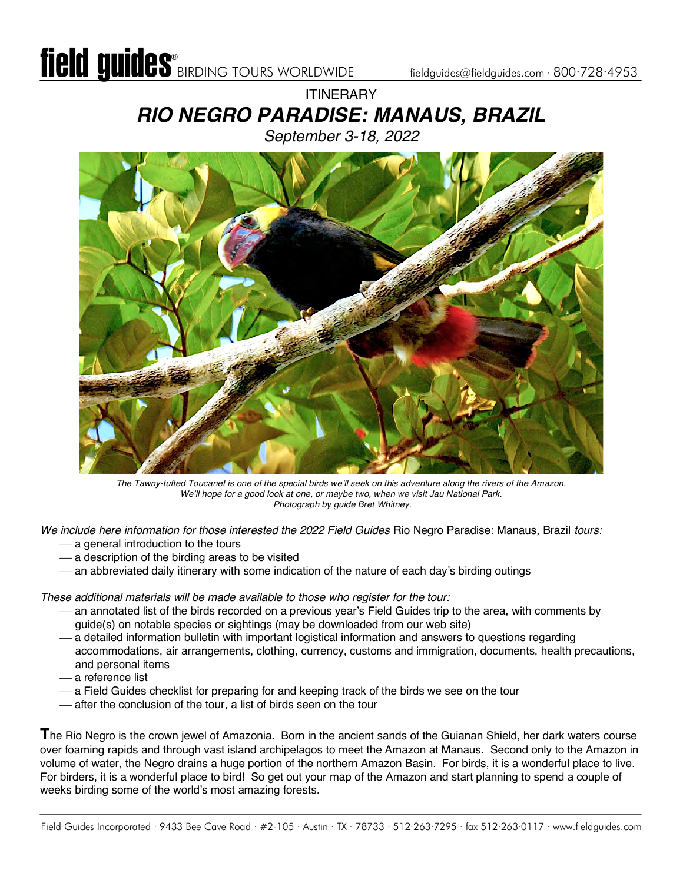# field guides® BIRDING TOURS WORLDWIDE

fieldguides@fieldguides.com · 800·728·4953

ITINERARY

## *RIO NEGRO PARADISE: MANAUS, BRAZIL*

*September 3-18, 2022*

*The Tawny-tufted Toucanet is one of the special birds we'll seek on this adventure along the rivers of the Amazon. We'll hope for a good look at one, or maybe two, when we visit Jau National Park. Photograph by guide Bret Whitney.*

*We include here information for those interested the 2022 Field Guides* Rio Negro Paradise: Manaus, Brazil *tours:*

- a general introduction to the tours
- a description of the birding areas to be visited
- an abbreviated daily itinerary with some indication of the nature of each day's birding outings

*These additional materials will be made available to those who register for the tour:*

- an annotated list of the birds recorded on a previous year's Field Guides trip to the area, with comments by guide(s) on notable species or sightings (may be downloaded from our web site)
- a detailed information bulletin with important logistical information and answers to questions regarding accommodations, air arrangements, clothing, currency, customs and immigration, documents, health precautions, and personal items
- a reference list
- a Field Guides checklist for preparing for and keeping track of the birds we see on the tour
- after the conclusion of the tour, a list of birds seen on the tour

**T**he Rio Negro is the crown jewel of Amazonia. Born in the ancient sands of the Guianan Shield, her dark waters course over foaming rapids and through vast island archipelagos to meet the Amazon at Manaus. Second only to the Amazon in volume of water, the Negro drains a huge portion of the northern Amazon Basin. For birds, it is a wonderful place to live. For birders, it is a wonderful place to bird! So get out your map of the Amazon and start planning to spend a couple of weeks birding some of the world's most amazing forests.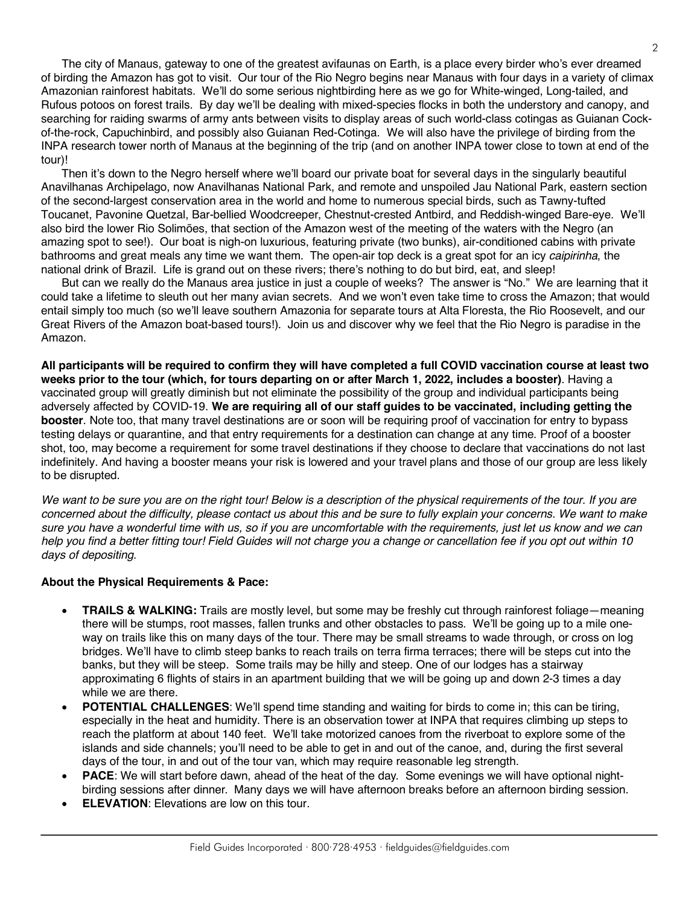The city of Manaus, gateway to one of the greatest avifaunas on Earth, is a place every birder who's ever dreamed of birding the Amazon has got to visit. Our tour of the Rio Negro begins near Manaus with four days in a variety of climax Amazonian rainforest habitats. We'll do some serious nightbirding here as we go for White-winged, Long-tailed, and Rufous potoos on forest trails. By day we'll be dealing with mixed-species flocks in both the understory and canopy, and searching for raiding swarms of army ants between visits to display areas of such world-class cotingas as Guianan Cock-of-the-rock, Capuchinbird, and possibly also Guianan Red-Cotinga. We will also have the privilege of birding from the INPA research tower north of Manaus at the beginning of the trip (and on another INPA tower close to town at end of the tour)!

Then it's down to the Negro herself where we'll board our private boat for several days in the singularly beautiful Anavilhanas Archipelago, now Anavilhanas National Park, and remote and unspoiled Jau National Park, eastern section of the second-largest conservation area in the world and home to numerous special birds, such as Tawny-tufted Toucanet, Pavonine Quetzal, Bar-bellied Woodcreeper, Chestnut-crested Antbird, and Reddish-winged Bare-eye. We'll also bird the lower Rio Solimões, that section of the Amazon west of the meeting of the waters with the Negro (an amazing spot to see!). Our boat is nigh-on luxurious, featuring private (two bunks), air-conditioned cabins with private bathrooms and great meals any time we want them. The open-air top deck is a great spot for an icy *caipirinha*, the national drink of Brazil. Life is grand out on these rivers; there's nothing to do but bird, eat, and sleep!

But can we really do the Manaus area justice in just a couple of weeks? The answer is "No." We are learning that it could take a lifetime to sleuth out her many avian secrets. And we won't even take time to cross the Amazon; that would entail simply too much (so we'll leave southern Amazonia for separate tours at Alta Floresta, the Rio Roosevelt, and our Great Rivers of the Amazon boat-based tours!). Join us and discover why we feel that the Rio Negro is paradise in the Amazon.

**All participants will be required to confirm they will have completed a full COVID vaccination course at least two weeks prior to the tour (which, for tours departing on or after March 1, 2022, includes a booster)**. Having a vaccinated group will greatly diminish but not eliminate the possibility of the group and individual participants being adversely affected by COVID-19. **We are requiring all of our staff guides to be vaccinated, including getting the booster**. Note too, that many travel destinations are or soon will be requiring proof of vaccination for entry to bypass testing delays or quarantine, and that entry requirements for a destination can change at any time. Proof of a booster shot, too, may become a requirement for some travel destinations if they choose to declare that vaccinations do not last indefinitely. And having a booster means your risk is lowered and your travel plans and those of our group are less likely to be disrupted.

*We want to be sure you are on the right tour! Below is a description of the physical requirements of the tour. If you are concerned about the difficulty, please contact us about this and be sure to fully explain your concerns. We want to make sure you have a wonderful time with us, so if you are uncomfortable with the requirements, just let us know and we can help you find a better fitting tour! Field Guides will not charge you a change or cancellation fee if you opt out within 10 days of depositing.*

**About the Physical Requirements & Pace:**

- **TRAILS & WALKING:** Trails are mostly level, but some may be freshly cut through rainforest foliage—meaning there will be stumps, root masses, fallen trunks and other obstacles to pass. We'll be going up to a mile one-way on trails like this on many days of the tour. There may be small streams to wade through, or cross on log bridges. We'll have to climb steep banks to reach trails on terra firma terraces; there will be steps cut into the banks, but they will be steep. Some trails may be hilly and steep. One of our lodges has a stairway approximating 6 flights of stairs in an apartment building that we will be going up and down 2-3 times a day while we are there.
- **POTENTIAL CHALLENGES**: We'll spend time standing and waiting for birds to come in; this can be tiring, especially in the heat and humidity. There is an observation tower at INPA that requires climbing up steps to reach the platform at about 140 feet. We'll take motorized canoes from the riverboat to explore some of the islands and side channels; you'll need to be able to get in and out of the canoe, and, during the first several days of the tour, in and out of the tour van, which may require reasonable leg strength.
- **PACE**: We will start before dawn, ahead of the heat of the day. Some evenings we will have optional night-birding sessions after dinner. Many days we will have afternoon breaks before an afternoon birding session.
- **ELEVATION**: Elevations are low on this tour.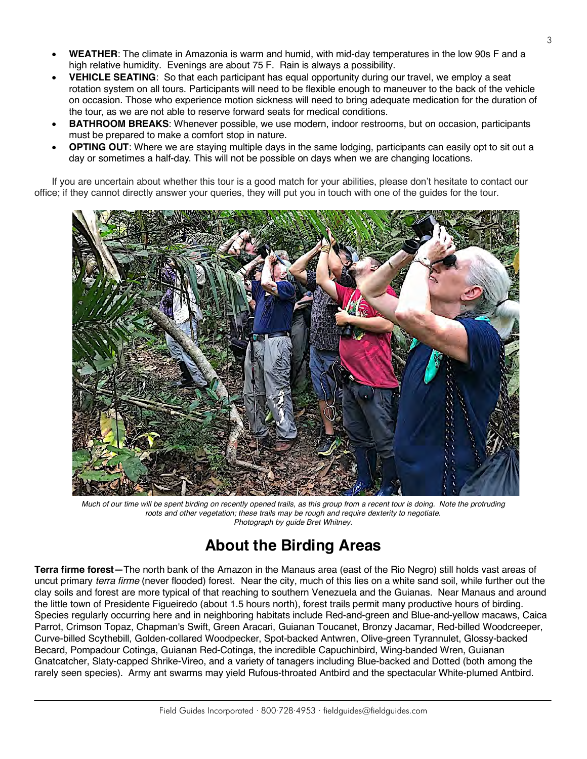- **WEATHER**: The climate in Amazonia is warm and humid, with mid-day temperatures in the low 90s F and a high relative humidity. Evenings are about 75 F. Rain is always a possibility.
- **VEHICLE SEATING**: So that each participant has equal opportunity during our travel, we employ a seat rotation system on all tours. Participants will need to be flexible enough to maneuver to the back of the vehicle on occasion. Those who experience motion sickness will need to bring adequate medication for the duration of the tour, as we are not able to reserve forward seats for medical conditions.
- **BATHROOM BREAKS**: Whenever possible, we use modern, indoor restrooms, but on occasion, participants must be prepared to make a comfort stop in nature.
- **OPTING OUT**: Where we are staying multiple days in the same lodging, participants can easily opt to sit out a day or sometimes a half-day. This will not be possible on days when we are changing locations.

If you are uncertain about whether this tour is a good match for your abilities, please don't hesitate to contact our office; if they cannot directly answer your queries, they will put you in touch with one of the guides for the tour.

*Much of our time will be spent birding on recently opened trails, as this group from a recent tour is doing. Note the protruding roots and other vegetation; these trails may be rough and require dexterity to negotiate. Photograph by guide Bret Whitney.*

## About the Birding Areas

**Terra firme forest—**The north bank of the Amazon in the Manaus area (east of the Rio Negro) still holds vast areas of uncut primary *terra firme* (never flooded) forest. Near the city, much of this lies on a white sand soil, while further out the clay soils and forest are more typical of that reaching to southern Venezuela and the Guianas. Near Manaus and around the little town of Presidente Figueiredo (about 1.5 hours north), forest trails permit many productive hours of birding. Species regularly occurring here and in neighboring habitats include Red-and-green and Blue-and-yellow macaws, Caica Parrot, Crimson Topaz, Chapman's Swift, Green Aracari, Guianan Toucanet, Bronzy Jacamar, Red-billed Woodcreeper, Curve-billed Scythebill, Golden-collared Woodpecker, Spot-backed Antwren, Olive-green Tyrannulet, Glossy-backed Becard, Pompadour Cotinga, Guianan Red-Cotinga, the incredible Capuchinbird, Wing-banded Wren, Guianan Gnatcatcher, Slaty-capped Shrike-Vireo, and a variety of tanagers including Blue-backed and Dotted (both among the rarely seen species). Army ant swarms may yield Rufous-throated Antbird and the spectacular White-plumed Antbird.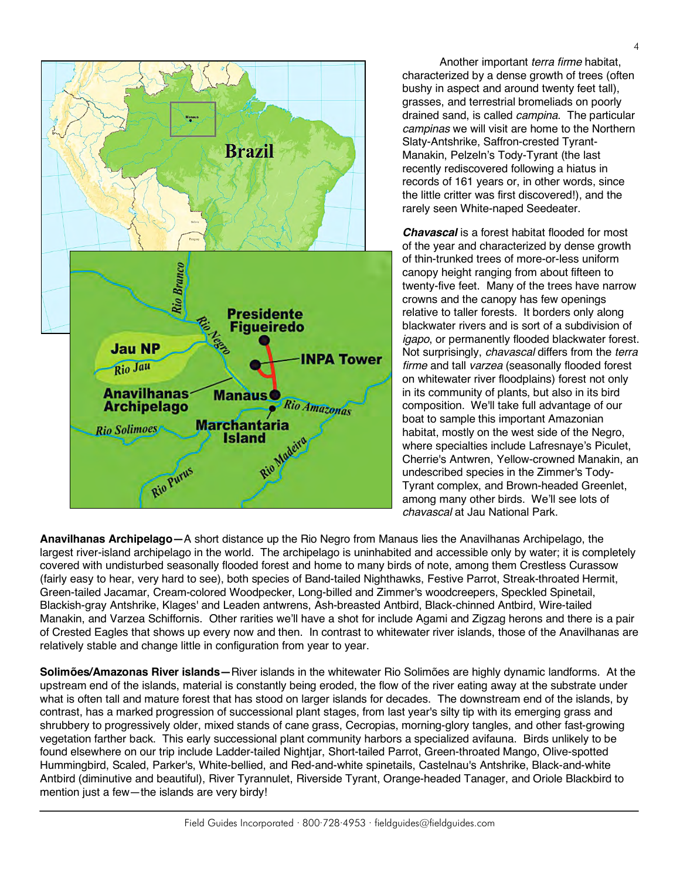Another important *terra firme* habitat, characterized by a dense growth of trees (often bushy in aspect and around twenty feet tall), grasses, and terrestrial bromeliads on poorly drained sand, is called *campina*. The particular *campinas* we will visit are home to the Northern Slaty-Antshrike, Saffron-crested Tyrant-Manakin, Pelzeln's Tody-Tyrant (the last recently rediscovered following a hiatus in records of 161 years or, in other words, since the little critter was first discovered!), and the rarely seen White-naped Seedeater.

***Chavascal*** is a forest habitat flooded for most of the year and characterized by dense growth of thin-trunked trees of more-or-less uniform canopy height ranging from about fifteen to twenty-five feet. Many of the trees have narrow crowns and the canopy has few openings relative to taller forests. It borders only along blackwater rivers and is sort of a subdivision of *igapo*, or permanently flooded blackwater forest. Not surprisingly, *chavascal* differs from the *terra firme* and tall *varzea* (seasonally flooded forest on whitewater river floodplains) forest not only in its community of plants, but also in its bird composition. We'll take full advantage of our boat to sample this important Amazonian habitat, mostly on the west side of the Negro, where specialties include Lafresnaye's Piculet, Cherrie's Antwren, Yellow-crowned Manakin, an undescribed species in the Zimmer's Tody-Tyrant complex, and Brown-headed Greenlet, among many other birds. We'll see lots of *chavascal* at Jau National Park.

**Anavilhanas Archipelago—**A short distance up the Rio Negro from Manaus lies the Anavilhanas Archipelago, the largest river-island archipelago in the world. The archipelago is uninhabited and accessible only by water; it is completely covered with undisturbed seasonally flooded forest and home to many birds of note, among them Crestless Curassow (fairly easy to hear, very hard to see), both species of Band-tailed Nighthawks, Festive Parrot, Streak-throated Hermit, Green-tailed Jacamar, Cream-colored Woodpecker, Long-billed and Zimmer's woodcreepers, Speckled Spinetail, Blackish-gray Antshrike, Klages' and Leaden antwrens, Ash-breasted Antbird, Black-chinned Antbird, Wire-tailed Manakin, and Varzea Schiffornis. Other rarities we'll have a shot for include Agami and Zigzag herons and there is a pair of Crested Eagles that shows up every now and then. In contrast to whitewater river islands, those of the Anavilhanas are relatively stable and change little in configuration from year to year.

**Solimões/Amazonas River islands—**River islands in the whitewater Rio Solimões are highly dynamic landforms. At the upstream end of the islands, material is constantly being eroded, the flow of the river eating away at the substrate under what is often tall and mature forest that has stood on larger islands for decades. The downstream end of the islands, by contrast, has a marked progression of successional plant stages, from last year's silty tip with its emerging grass and shrubbery to progressively older, mixed stands of cane grass, Cecropias, morning-glory tangles, and other fast-growing vegetation farther back. This early successional plant community harbors a specialized avifauna. Birds unlikely to be found elsewhere on our trip include Ladder-tailed Nightjar, Short-tailed Parrot, Green-throated Mango, Olive-spotted Hummingbird, Scaled, Parker's, White-bellied, and Red-and-white spinetails, Castelnau's Antshrike, Black-and-white Antbird (diminutive and beautiful), River Tyrannulet, Riverside Tyrant, Orange-headed Tanager, and Oriole Blackbird to mention just a few—the islands are very birdy!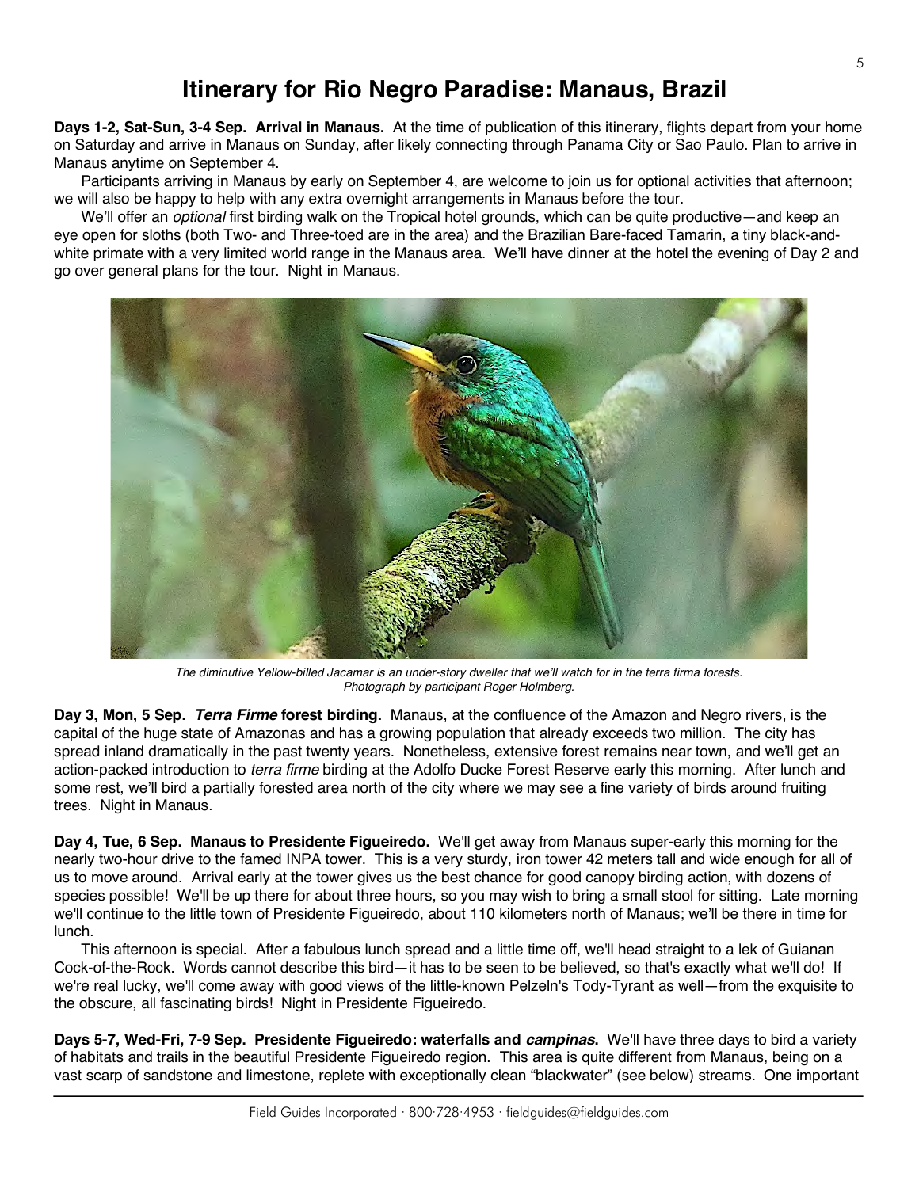# Itinerary for Rio Negro Paradise: Manaus, Brazil

**Days 1-2, Sat-Sun, 3-4 Sep. Arrival in Manaus.** At the time of publication of this itinerary, flights depart from your home on Saturday and arrive in Manaus on Sunday, after likely connecting through Panama City or Sao Paulo. Plan to arrive in Manaus anytime on September 4.

Participants arriving in Manaus by early on September 4, are welcome to join us for optional activities that afternoon; we will also be happy to help with any extra overnight arrangements in Manaus before the tour.

We'll offer an *optional* first birding walk on the Tropical hotel grounds, which can be quite productive—and keep an eye open for sloths (both Two- and Three-toed are in the area) and the Brazilian Bare-faced Tamarin, a tiny black-and-white primate with a very limited world range in the Manaus area. We'll have dinner at the hotel the evening of Day 2 and go over general plans for the tour. Night in Manaus.

*The diminutive Yellow-billed Jacamar is an under-story dweller that we'll watch for in the terra firma forests. Photograph by participant Roger Holmberg.*

**Day 3, Mon, 5 Sep. *Terra Firme* forest birding.** Manaus, at the confluence of the Amazon and Negro rivers, is the capital of the huge state of Amazonas and has a growing population that already exceeds two million. The city has spread inland dramatically in the past twenty years. Nonetheless, extensive forest remains near town, and we'll get an action-packed introduction to *terra firme* birding at the Adolfo Ducke Forest Reserve early this morning. After lunch and some rest, we'll bird a partially forested area north of the city where we may see a fine variety of birds around fruiting trees. Night in Manaus.

**Day 4, Tue, 6 Sep. Manaus to Presidente Figueiredo.** We'll get away from Manaus super-early this morning for the nearly two-hour drive to the famed INPA tower. This is a very sturdy, iron tower 42 meters tall and wide enough for all of us to move around. Arrival early at the tower gives us the best chance for good canopy birding action, with dozens of species possible! We'll be up there for about three hours, so you may wish to bring a small stool for sitting. Late morning we'll continue to the little town of Presidente Figueiredo, about 110 kilometers north of Manaus; we'll be there in time for lunch.

This afternoon is special. After a fabulous lunch spread and a little time off, we'll head straight to a lek of Guianan Cock-of-the-Rock. Words cannot describe this bird—it has to be seen to be believed, so that's exactly what we'll do! If we're real lucky, we'll come away with good views of the little-known Pelzeln's Tody-Tyrant as well—from the exquisite to the obscure, all fascinating birds! Night in Presidente Figueiredo.

**Days 5-7, Wed-Fri, 7-9 Sep. Presidente Figueiredo: waterfalls and *campinas*.** We'll have three days to bird a variety of habitats and trails in the beautiful Presidente Figueiredo region. This area is quite different from Manaus, being on a vast scarp of sandstone and limestone, replete with exceptionally clean "blackwater" (see below) streams. One important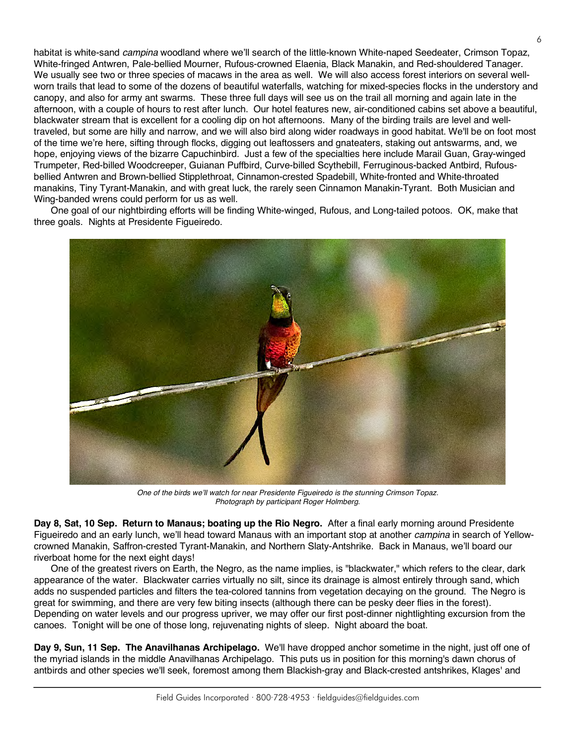habitat is white-sand *campina* woodland where we'll search of the little-known White-naped Seedeater, Crimson Topaz, White-fringed Antwren, Pale-bellied Mourner, Rufous-crowned Elaenia, Black Manakin, and Red-shouldered Tanager. We usually see two or three species of macaws in the area as well. We will also access forest interiors on several well-worn trails that lead to some of the dozens of beautiful waterfalls, watching for mixed-species flocks in the understory and canopy, and also for army ant swarms. These three full days will see us on the trail all morning and again late in the afternoon, with a couple of hours to rest after lunch. Our hotel features new, air-conditioned cabins set above a beautiful, blackwater stream that is excellent for a cooling dip on hot afternoons. Many of the birding trails are level and well-traveled, but some are hilly and narrow, and we will also bird along wider roadways in good habitat. We'll be on foot most of the time we're here, sifting through flocks, digging out leaftossers and gnateaters, staking out antswarms, and, we hope, enjoying views of the bizarre Capuchinbird. Just a few of the specialties here include Marail Guan, Gray-winged Trumpeter, Red-billed Woodcreeper, Guianan Puffbird, Curve-billed Scythebill, Ferruginous-backed Antbird, Rufous-bellied Antwren and Brown-bellied Stipplethroat, Cinnamon-crested Spadebill, White-fronted and White-throated manakins, Tiny Tyrant-Manakin, and with great luck, the rarely seen Cinnamon Manakin-Tyrant. Both Musician and Wing-banded wrens could perform for us as well.

One goal of our nightbirding efforts will be finding White-winged, Rufous, and Long-tailed potoos. OK, make that three goals. Nights at Presidente Figueiredo.

*One of the birds we'll watch for near Presidente Figueiredo is the stunning Crimson Topaz. Photograph by participant Roger Holmberg.*

**Day 8, Sat, 10 Sep. Return to Manaus; boating up the Rio Negro.** After a final early morning around Presidente Figueiredo and an early lunch, we'll head toward Manaus with an important stop at another *campina* in search of Yellow-crowned Manakin, Saffron-crested Tyrant-Manakin, and Northern Slaty-Antshrike. Back in Manaus, we'll board our riverboat home for the next eight days!

One of the greatest rivers on Earth, the Negro, as the name implies, is "blackwater," which refers to the clear, dark appearance of the water. Blackwater carries virtually no silt, since its drainage is almost entirely through sand, which adds no suspended particles and filters the tea-colored tannins from vegetation decaying on the ground. The Negro is great for swimming, and there are very few biting insects (although there can be pesky deer flies in the forest). Depending on water levels and our progress upriver, we may offer our first post-dinner nightlighting excursion from the canoes. Tonight will be one of those long, rejuvenating nights of sleep. Night aboard the boat.

**Day 9, Sun, 11 Sep. The Anavilhanas Archipelago.** We'll have dropped anchor sometime in the night, just off one of the myriad islands in the middle Anavilhanas Archipelago. This puts us in position for this morning's dawn chorus of antbirds and other species we'll seek, foremost among them Blackish-gray and Black-crested antshrikes, Klages' and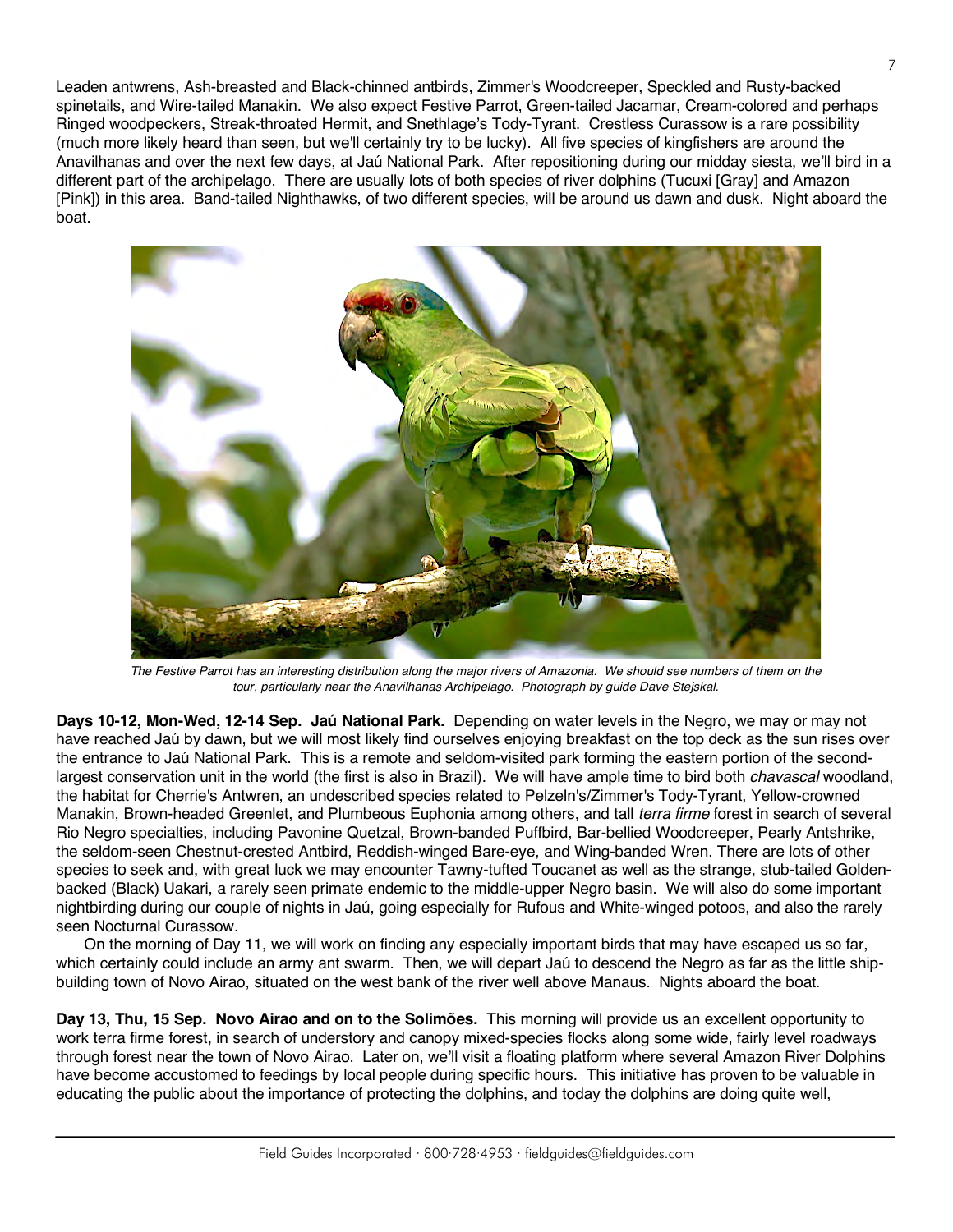Leaden antwrens, Ash-breasted and Black-chinned antbirds, Zimmer's Woodcreeper, Speckled and Rusty-backed spinetails, and Wire-tailed Manakin. We also expect Festive Parrot, Green-tailed Jacamar, Cream-colored and perhaps Ringed woodpeckers, Streak-throated Hermit, and Snethlage's Tody-Tyrant. Crestless Curassow is a rare possibility (much more likely heard than seen, but we'll certainly try to be lucky). All five species of kingfishers are around the Anavilhanas and over the next few days, at Jaú National Park. After repositioning during our midday siesta, we'll bird in a different part of the archipelago. There are usually lots of both species of river dolphins (Tucuxi [Gray] and Amazon [Pink]) in this area. Band-tailed Nighthawks, of two different species, will be around us dawn and dusk. Night aboard the boat.

*The Festive Parrot has an interesting distribution along the major rivers of Amazonia. We should see numbers of them on the tour, particularly near the Anavilhanas Archipelago. Photograph by guide Dave Stejskal.*

**Days 10-12, Mon-Wed, 12-14 Sep. Jaú National Park.** Depending on water levels in the Negro, we may or may not have reached Jaú by dawn, but we will most likely find ourselves enjoying breakfast on the top deck as the sun rises over the entrance to Jaú National Park. This is a remote and seldom-visited park forming the eastern portion of the second-largest conservation unit in the world (the first is also in Brazil). We will have ample time to bird both *chavascal* woodland, the habitat for Cherrie's Antwren, an undescribed species related to Pelzeln's/Zimmer's Tody-Tyrant, Yellow-crowned Manakin, Brown-headed Greenlet, and Plumbeous Euphonia among others, and tall *terra firme* forest in search of several Rio Negro specialties, including Pavonine Quetzal, Brown-banded Puffbird, Bar-bellied Woodcreeper, Pearly Antshrike, the seldom-seen Chestnut-crested Antbird, Reddish-winged Bare-eye, and Wing-banded Wren. There are lots of other species to seek and, with great luck we may encounter Tawny-tufted Toucanet as well as the strange, stub-tailed Golden-backed (Black) Uakari, a rarely seen primate endemic to the middle-upper Negro basin. We will also do some important nightbirding during our couple of nights in Jaú, going especially for Rufous and White-winged potoos, and also the rarely seen Nocturnal Curassow.

On the morning of Day 11, we will work on finding any especially important birds that may have escaped us so far, which certainly could include an army ant swarm. Then, we will depart Jaú to descend the Negro as far as the little ship-building town of Novo Airao, situated on the west bank of the river well above Manaus. Nights aboard the boat.

**Day 13, Thu, 15 Sep. Novo Airao and on to the Solimões.** This morning will provide us an excellent opportunity to work terra firme forest, in search of understory and canopy mixed-species flocks along some wide, fairly level roadways through forest near the town of Novo Airao. Later on, we'll visit a floating platform where several Amazon River Dolphins have become accustomed to feedings by local people during specific hours. This initiative has proven to be valuable in educating the public about the importance of protecting the dolphins, and today the dolphins are doing quite well,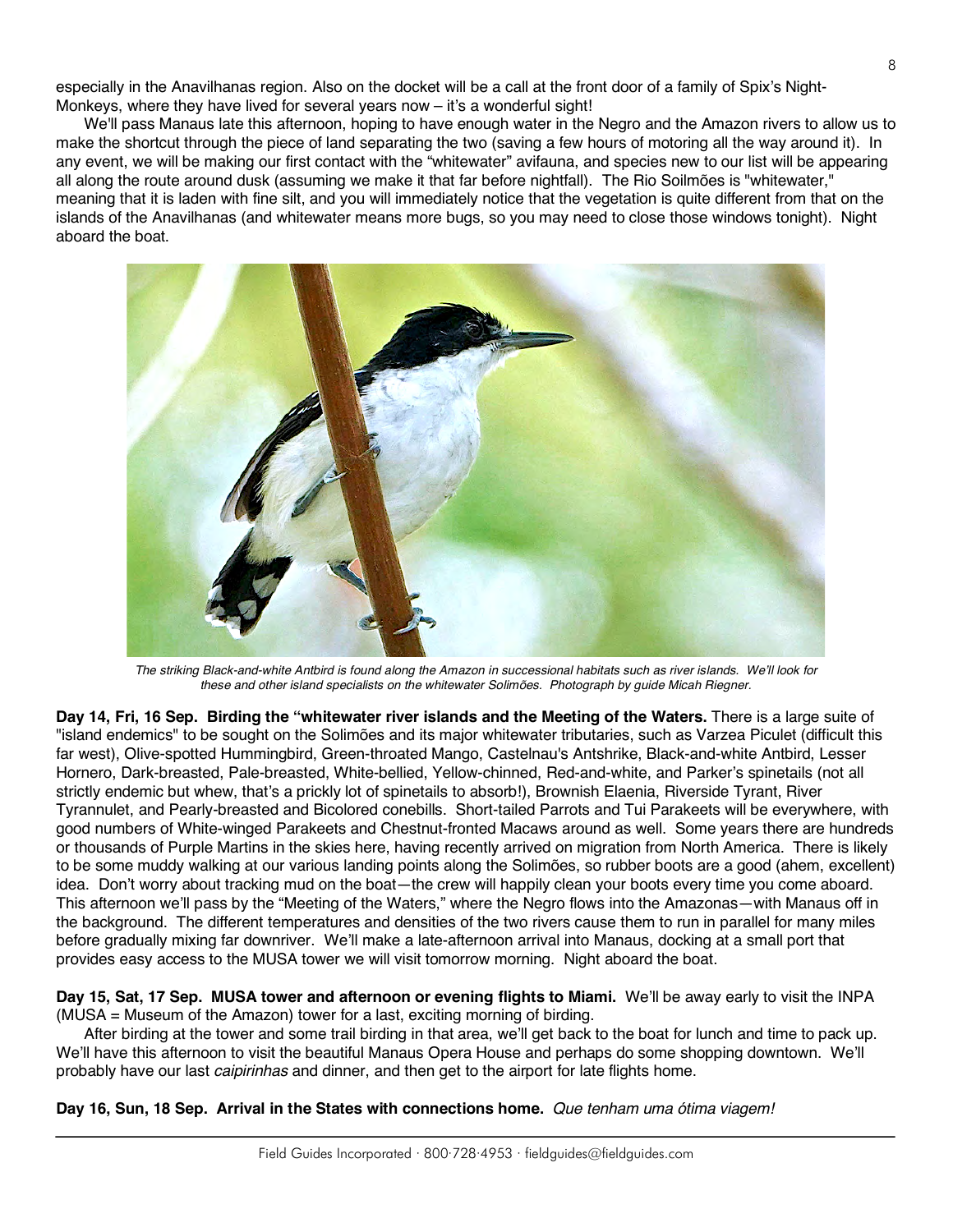especially in the Anavilhanas region. Also on the docket will be a call at the front door of a family of Spix's Night-Monkeys, where they have lived for several years now – it's a wonderful sight!

We'll pass Manaus late this afternoon, hoping to have enough water in the Negro and the Amazon rivers to allow us to make the shortcut through the piece of land separating the two (saving a few hours of motoring all the way around it). In any event, we will be making our first contact with the "whitewater" avifauna, and species new to our list will be appearing all along the route around dusk (assuming we make it that far before nightfall). The Rio Soilmões is "whitewater," meaning that it is laden with fine silt, and you will immediately notice that the vegetation is quite different from that on the islands of the Anavilhanas (and whitewater means more bugs, so you may need to close those windows tonight). Night aboard the boat.

*The striking Black-and-white Antbird is found along the Amazon in successional habitats such as river islands. We'll look for these and other island specialists on the whitewater Solimões. Photograph by guide Micah Riegner.*

**Day 14, Fri, 16 Sep. Birding the "whitewater river islands and the Meeting of the Waters.** There is a large suite of "island endemics" to be sought on the Solimões and its major whitewater tributaries, such as Varzea Piculet (difficult this far west), Olive-spotted Hummingbird, Green-throated Mango, Castelnau's Antshrike, Black-and-white Antbird, Lesser Hornero, Dark-breasted, Pale-breasted, White-bellied, Yellow-chinned, Red-and-white, and Parker's spinetails (not all strictly endemic but whew, that's a prickly lot of spinetails to absorb!), Brownish Elaenia, Riverside Tyrant, River Tyrannulet, and Pearly-breasted and Bicolored conebills. Short-tailed Parrots and Tui Parakeets will be everywhere, with good numbers of White-winged Parakeets and Chestnut-fronted Macaws around as well. Some years there are hundreds or thousands of Purple Martins in the skies here, having recently arrived on migration from North America. There is likely to be some muddy walking at our various landing points along the Solimões, so rubber boots are a good (ahem, excellent) idea. Don't worry about tracking mud on the boat—the crew will happily clean your boots every time you come aboard. This afternoon we'll pass by the "Meeting of the Waters," where the Negro flows into the Amazonas—with Manaus off in the background. The different temperatures and densities of the two rivers cause them to run in parallel for many miles before gradually mixing far downriver. We'll make a late-afternoon arrival into Manaus, docking at a small port that provides easy access to the MUSA tower we will visit tomorrow morning. Night aboard the boat.

**Day 15, Sat, 17 Sep. MUSA tower and afternoon or evening flights to Miami.** We'll be away early to visit the INPA (MUSA = Museum of the Amazon) tower for a last, exciting morning of birding.

After birding at the tower and some trail birding in that area, we'll get back to the boat for lunch and time to pack up. We'll have this afternoon to visit the beautiful Manaus Opera House and perhaps do some shopping downtown. We'll probably have our last *caipirinhas* and dinner, and then get to the airport for late flights home.

**Day 16, Sun, 18 Sep. Arrival in the States with connections home.** *Que tenham uma ótima viagem!*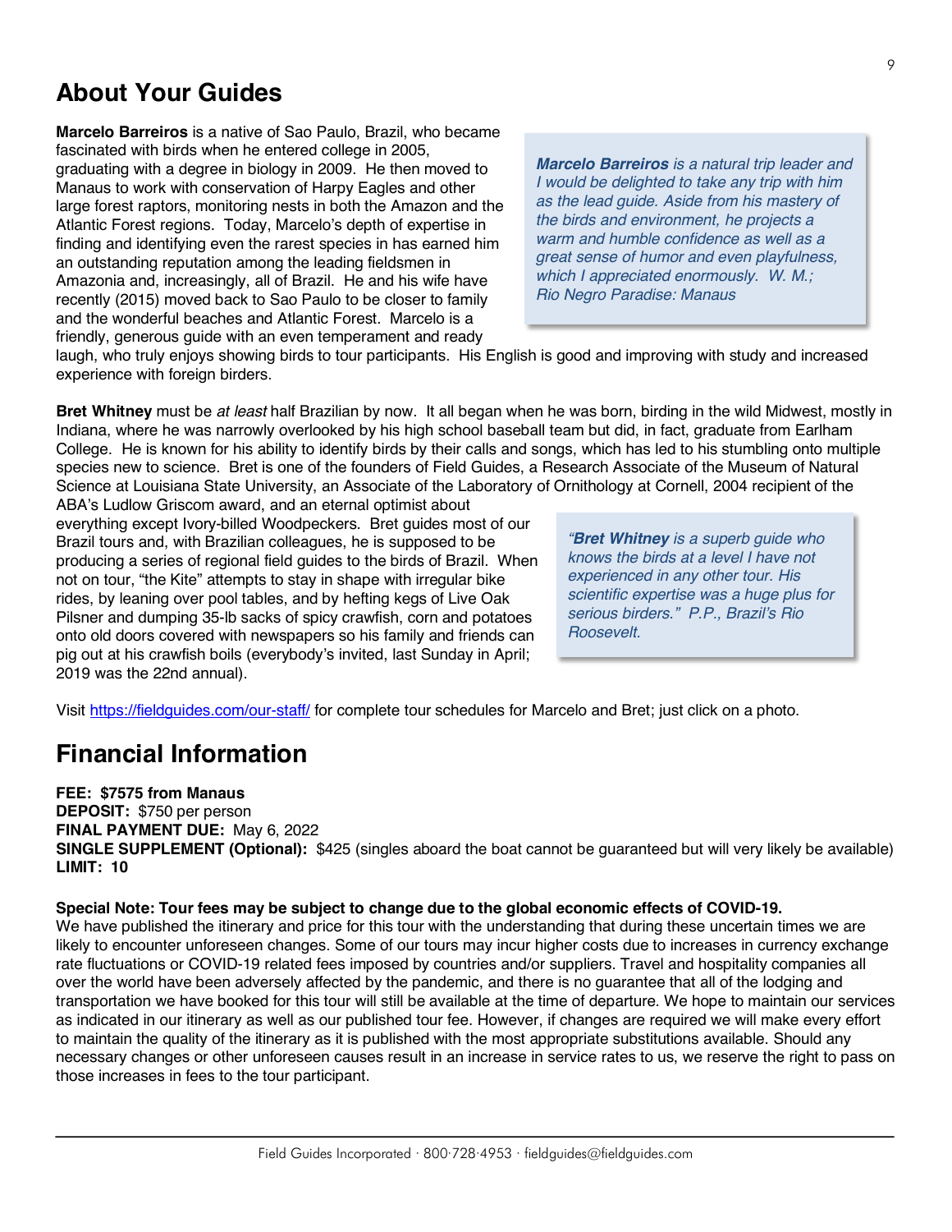## About Your Guides

**Marcelo Barreiros** is a native of Sao Paulo, Brazil, who became fascinated with birds when he entered college in 2005, graduating with a degree in biology in 2009. He then moved to Manaus to work with conservation of Harpy Eagles and other large forest raptors, monitoring nests in both the Amazon and the Atlantic Forest regions. Today, Marcelo's depth of expertise in finding and identifying even the rarest species in has earned him an outstanding reputation among the leading fieldsmen in Amazonia and, increasingly, all of Brazil. He and his wife have recently (2015) moved back to Sao Paulo to be closer to family and the wonderful beaches and Atlantic Forest. Marcelo is a friendly, generous guide with an even temperament and ready laugh, who truly enjoys showing birds to tour participants. His English is good and improving with study and increased experience with foreign birders.

> ***Marcelo Barreiros*** *is a natural trip leader and I would be delighted to take any trip with him as the lead guide. Aside from his mastery of the birds and environment, he projects a warm and humble confidence as well as a great sense of humor and even playfulness, which I appreciated enormously. W. M.; Rio Negro Paradise: Manaus*

**Bret Whitney** must be *at least* half Brazilian by now. It all began when he was born, birding in the wild Midwest, mostly in Indiana, where he was narrowly overlooked by his high school baseball team but did, in fact, graduate from Earlham College. He is known for his ability to identify birds by their calls and songs, which has led to his stumbling onto multiple species new to science. Bret is one of the founders of Field Guides, a Research Associate of the Museum of Natural Science at Louisiana State University, an Associate of the Laboratory of Ornithology at Cornell, 2004 recipient of the ABA's Ludlow Griscom award, and an eternal optimist about everything except Ivory-billed Woodpeckers. Bret guides most of our Brazil tours and, with Brazilian colleagues, he is supposed to be producing a series of regional field guides to the birds of Brazil. When not on tour, "the Kite" attempts to stay in shape with irregular bike rides, by leaning over pool tables, and by hefting kegs of Live Oak Pilsner and dumping 35-lb sacks of spicy crawfish, corn and potatoes onto old doors covered with newspapers so his family and friends can pig out at his crawfish boils (everybody's invited, last Sunday in April; 2019 was the 22nd annual).

> *"**Bret Whitney** is a superb guide who knows the birds at a level I have not experienced in any other tour. His scientific expertise was a huge plus for serious birders." P.P., Brazil's Rio Roosevelt.*

Visit https://fieldguides.com/our-staff/ for complete tour schedules for Marcelo and Bret; just click on a photo.

## Financial Information

**FEE: $7575 from Manaus**
**DEPOSIT:** $750 per person
**FINAL PAYMENT DUE:** May 6, 2022
**SINGLE SUPPLEMENT (Optional):** $425 (singles aboard the boat cannot be guaranteed but will very likely be available)
**LIMIT: 10**

**Special Note: Tour fees may be subject to change due to the global economic effects of COVID-19.**
We have published the itinerary and price for this tour with the understanding that during these uncertain times we are likely to encounter unforeseen changes. Some of our tours may incur higher costs due to increases in currency exchange rate fluctuations or COVID-19 related fees imposed by countries and/or suppliers. Travel and hospitality companies all over the world have been adversely affected by the pandemic, and there is no guarantee that all of the lodging and transportation we have booked for this tour will still be available at the time of departure. We hope to maintain our services as indicated in our itinerary as well as our published tour fee. However, if changes are required we will make every effort to maintain the quality of the itinerary as it is published with the most appropriate substitutions available. Should any necessary changes or other unforeseen causes result in an increase in service rates to us, we reserve the right to pass on those increases in fees to the tour participant.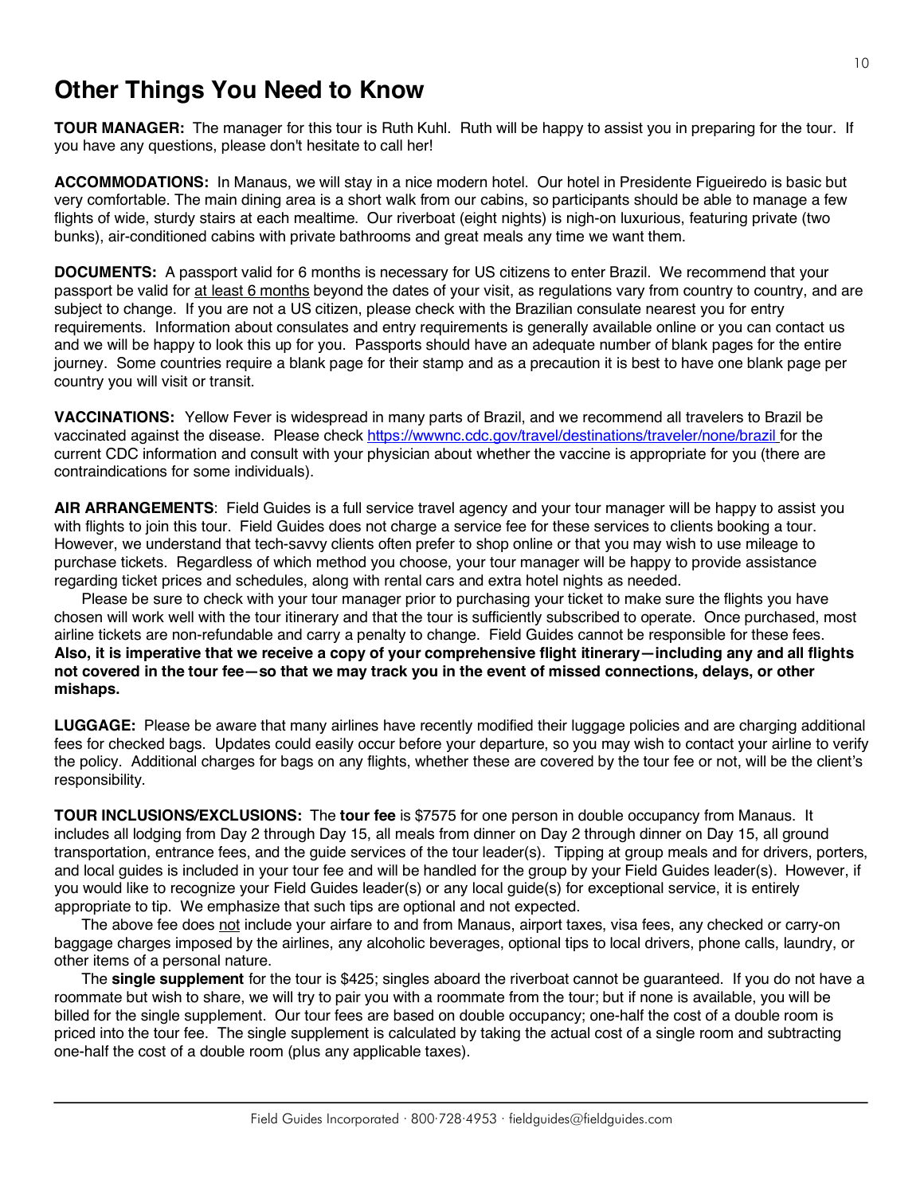# Other Things You Need to Know

**TOUR MANAGER:** The manager for this tour is Ruth Kuhl. Ruth will be happy to assist you in preparing for the tour. If you have any questions, please don't hesitate to call her!

**ACCOMMODATIONS:** In Manaus, we will stay in a nice modern hotel. Our hotel in Presidente Figueiredo is basic but very comfortable. The main dining area is a short walk from our cabins, so participants should be able to manage a few flights of wide, sturdy stairs at each mealtime. Our riverboat (eight nights) is nigh-on luxurious, featuring private (two bunks), air-conditioned cabins with private bathrooms and great meals any time we want them.

**DOCUMENTS:** A passport valid for 6 months is necessary for US citizens to enter Brazil. We recommend that your passport be valid for at least 6 months beyond the dates of your visit, as regulations vary from country to country, and are subject to change. If you are not a US citizen, please check with the Brazilian consulate nearest you for entry requirements. Information about consulates and entry requirements is generally available online or you can contact us and we will be happy to look this up for you. Passports should have an adequate number of blank pages for the entire journey. Some countries require a blank page for their stamp and as a precaution it is best to have one blank page per country you will visit or transit.

**VACCINATIONS:** Yellow Fever is widespread in many parts of Brazil, and we recommend all travelers to Brazil be vaccinated against the disease. Please check [https://wwwnc.cdc.gov/travel/destinations/traveler/none/brazil](https://wwwnc.cdc.gov/travel/destinations/traveler/none/brazil) for the current CDC information and consult with your physician about whether the vaccine is appropriate for you (there are contraindications for some individuals).

**AIR ARRANGEMENTS**: Field Guides is a full service travel agency and your tour manager will be happy to assist you with flights to join this tour. Field Guides does not charge a service fee for these services to clients booking a tour. However, we understand that tech-savvy clients often prefer to shop online or that you may wish to use mileage to purchase tickets. Regardless of which method you choose, your tour manager will be happy to provide assistance regarding ticket prices and schedules, along with rental cars and extra hotel nights as needed.

Please be sure to check with your tour manager prior to purchasing your ticket to make sure the flights you have chosen will work well with the tour itinerary and that the tour is sufficiently subscribed to operate. Once purchased, most airline tickets are non-refundable and carry a penalty to change. Field Guides cannot be responsible for these fees. **Also, it is imperative that we receive a copy of your comprehensive flight itinerary—including any and all flights not covered in the tour fee—so that we may track you in the event of missed connections, delays, or other mishaps.**

**LUGGAGE:** Please be aware that many airlines have recently modified their luggage policies and are charging additional fees for checked bags. Updates could easily occur before your departure, so you may wish to contact your airline to verify the policy. Additional charges for bags on any flights, whether these are covered by the tour fee or not, will be the client's responsibility.

**TOUR INCLUSIONS/EXCLUSIONS:** The **tour fee** is $7575 for one person in double occupancy from Manaus. It includes all lodging from Day 2 through Day 15, all meals from dinner on Day 2 through dinner on Day 15, all ground transportation, entrance fees, and the guide services of the tour leader(s). Tipping at group meals and for drivers, porters, and local guides is included in your tour fee and will be handled for the group by your Field Guides leader(s). However, if you would like to recognize your Field Guides leader(s) or any local guide(s) for exceptional service, it is entirely appropriate to tip. We emphasize that such tips are optional and not expected.

The above fee does not include your airfare to and from Manaus, airport taxes, visa fees, any checked or carry-on baggage charges imposed by the airlines, any alcoholic beverages, optional tips to local drivers, phone calls, laundry, or other items of a personal nature.

The **single supplement** for the tour is $425; singles aboard the riverboat cannot be guaranteed. If you do not have a roommate but wish to share, we will try to pair you with a roommate from the tour; but if none is available, you will be billed for the single supplement. Our tour fees are based on double occupancy; one-half the cost of a double room is priced into the tour fee. The single supplement is calculated by taking the actual cost of a single room and subtracting one-half the cost of a double room (plus any applicable taxes).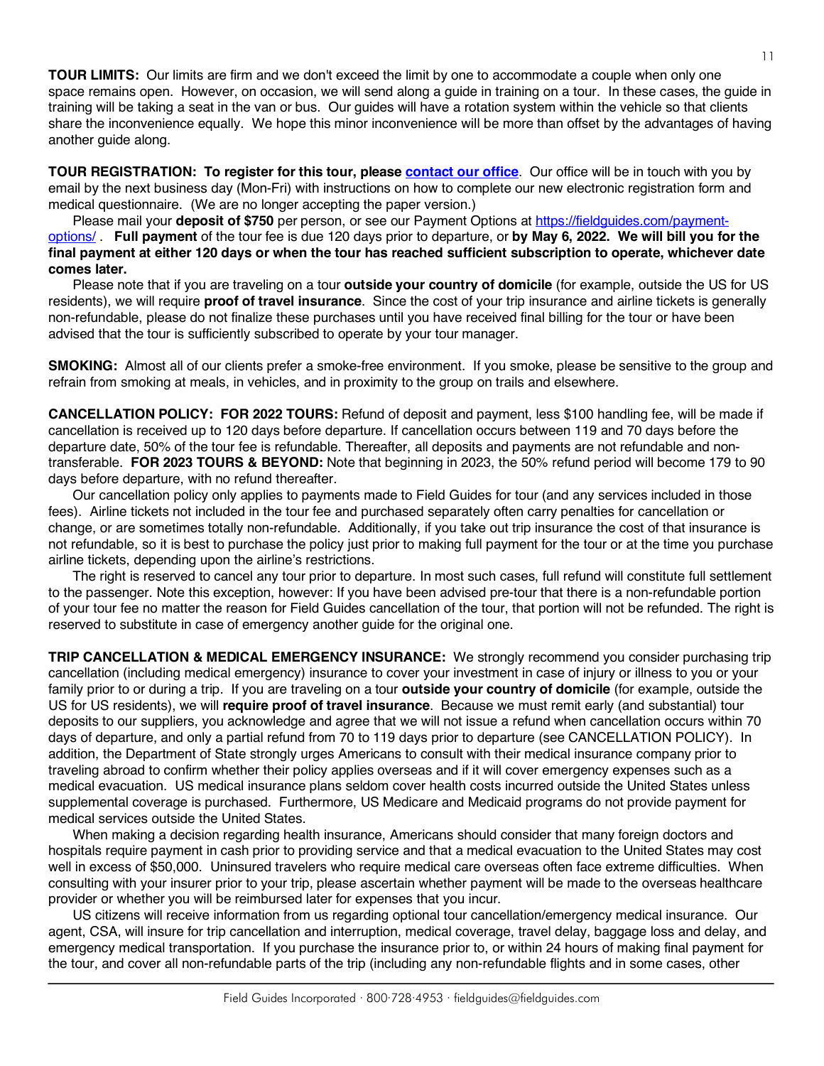**TOUR LIMITS:** Our limits are firm and we don't exceed the limit by one to accommodate a couple when only one space remains open. However, on occasion, we will send along a guide in training on a tour. In these cases, the guide in training will be taking a seat in the van or bus. Our guides will have a rotation system within the vehicle so that clients share the inconvenience equally. We hope this minor inconvenience will be more than offset by the advantages of having another guide along.

**TOUR REGISTRATION: To register for this tour, please [contact our office](contact our office).** Our office will be in touch with you by email by the next business day (Mon-Fri) with instructions on how to complete our new electronic registration form and medical questionnaire. (We are no longer accepting the paper version.)

Please mail your **deposit of $750** per person, or see our Payment Options at https://fieldguides.com/payment-options/ . **Full payment** of the tour fee is due 120 days prior to departure, or **by May 6, 2022. We will bill you for the final payment at either 120 days or when the tour has reached sufficient subscription to operate, whichever date comes later.**

Please note that if you are traveling on a tour **outside your country of domicile** (for example, outside the US for US residents), we will require **proof of travel insurance**. Since the cost of your trip insurance and airline tickets is generally non-refundable, please do not finalize these purchases until you have received final billing for the tour or have been advised that the tour is sufficiently subscribed to operate by your tour manager.

**SMOKING:** Almost all of our clients prefer a smoke-free environment. If you smoke, please be sensitive to the group and refrain from smoking at meals, in vehicles, and in proximity to the group on trails and elsewhere.

**CANCELLATION POLICY: FOR 2022 TOURS:** Refund of deposit and payment, less $100 handling fee, will be made if cancellation is received up to 120 days before departure. If cancellation occurs between 119 and 70 days before the departure date, 50% of the tour fee is refundable. Thereafter, all deposits and payments are not refundable and non-transferable. **FOR 2023 TOURS & BEYOND:** Note that beginning in 2023, the 50% refund period will become 179 to 90 days before departure, with no refund thereafter.

Our cancellation policy only applies to payments made to Field Guides for tour (and any services included in those fees). Airline tickets not included in the tour fee and purchased separately often carry penalties for cancellation or change, or are sometimes totally non-refundable. Additionally, if you take out trip insurance the cost of that insurance is not refundable, so it is best to purchase the policy just prior to making full payment for the tour or at the time you purchase airline tickets, depending upon the airline's restrictions.

The right is reserved to cancel any tour prior to departure. In most such cases, full refund will constitute full settlement to the passenger. Note this exception, however: If you have been advised pre-tour that there is a non-refundable portion of your tour fee no matter the reason for Field Guides cancellation of the tour, that portion will not be refunded. The right is reserved to substitute in case of emergency another guide for the original one.

**TRIP CANCELLATION & MEDICAL EMERGENCY INSURANCE:** We strongly recommend you consider purchasing trip cancellation (including medical emergency) insurance to cover your investment in case of injury or illness to you or your family prior to or during a trip. If you are traveling on a tour **outside your country of domicile** (for example, outside the US for US residents), we will **require proof of travel insurance**. Because we must remit early (and substantial) tour deposits to our suppliers, you acknowledge and agree that we will not issue a refund when cancellation occurs within 70 days of departure, and only a partial refund from 70 to 119 days prior to departure (see CANCELLATION POLICY). In addition, the Department of State strongly urges Americans to consult with their medical insurance company prior to traveling abroad to confirm whether their policy applies overseas and if it will cover emergency expenses such as a medical evacuation. US medical insurance plans seldom cover health costs incurred outside the United States unless supplemental coverage is purchased. Furthermore, US Medicare and Medicaid programs do not provide payment for medical services outside the United States.

When making a decision regarding health insurance, Americans should consider that many foreign doctors and hospitals require payment in cash prior to providing service and that a medical evacuation to the United States may cost well in excess of $50,000. Uninsured travelers who require medical care overseas often face extreme difficulties. When consulting with your insurer prior to your trip, please ascertain whether payment will be made to the overseas healthcare provider or whether you will be reimbursed later for expenses that you incur.

US citizens will receive information from us regarding optional tour cancellation/emergency medical insurance. Our agent, CSA, will insure for trip cancellation and interruption, medical coverage, travel delay, baggage loss and delay, and emergency medical transportation. If you purchase the insurance prior to, or within 24 hours of making final payment for the tour, and cover all non-refundable parts of the trip (including any non-refundable flights and in some cases, other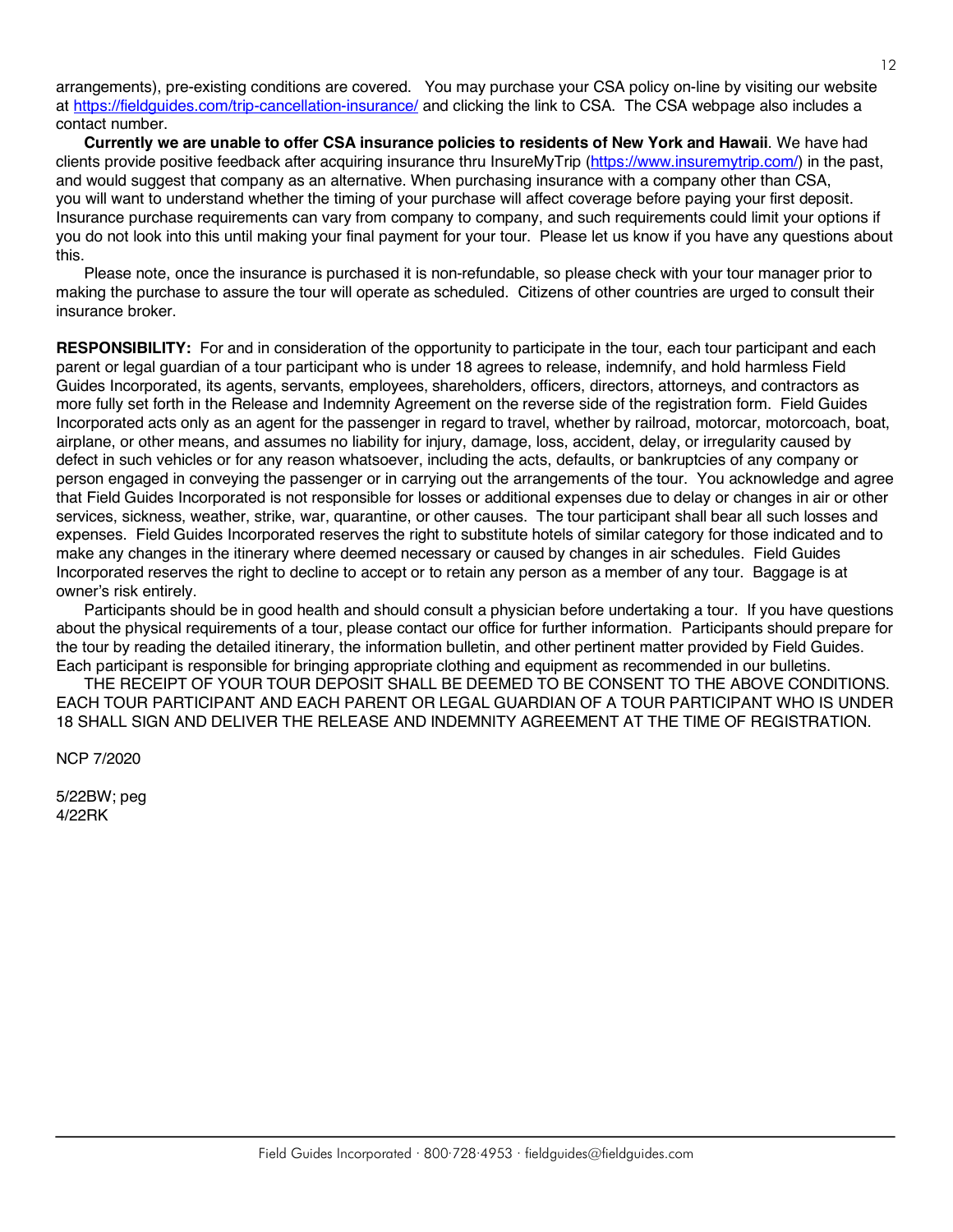arrangements), pre-existing conditions are covered.  You may purchase your CSA policy on-line by visiting our website at https://fieldguides.com/trip-cancellation-insurance/ and clicking the link to CSA.  The CSA webpage also includes a contact number.

**Currently we are unable to offer CSA insurance policies to residents of New York and Hawaii**. We have had clients provide positive feedback after acquiring insurance thru InsureMyTrip (https://www.insuremytrip.com/) in the past, and would suggest that company as an alternative. When purchasing insurance with a company other than CSA, you will want to understand whether the timing of your purchase will affect coverage before paying your first deposit. Insurance purchase requirements can vary from company to company, and such requirements could limit your options if you do not look into this until making your final payment for your tour.  Please let us know if you have any questions about this.

Please note, once the insurance is purchased it is non-refundable, so please check with your tour manager prior to making the purchase to assure the tour will operate as scheduled.  Citizens of other countries are urged to consult their insurance broker.

**RESPONSIBILITY:** For and in consideration of the opportunity to participate in the tour, each tour participant and each parent or legal guardian of a tour participant who is under 18 agrees to release, indemnify, and hold harmless Field Guides Incorporated, its agents, servants, employees, shareholders, officers, directors, attorneys, and contractors as more fully set forth in the Release and Indemnity Agreement on the reverse side of the registration form.  Field Guides Incorporated acts only as an agent for the passenger in regard to travel, whether by railroad, motorcar, motorcoach, boat, airplane, or other means, and assumes no liability for injury, damage, loss, accident, delay, or irregularity caused by defect in such vehicles or for any reason whatsoever, including the acts, defaults, or bankruptcies of any company or person engaged in conveying the passenger or in carrying out the arrangements of the tour.  You acknowledge and agree that Field Guides Incorporated is not responsible for losses or additional expenses due to delay or changes in air or other services, sickness, weather, strike, war, quarantine, or other causes.  The tour participant shall bear all such losses and expenses.  Field Guides Incorporated reserves the right to substitute hotels of similar category for those indicated and to make any changes in the itinerary where deemed necessary or caused by changes in air schedules.  Field Guides Incorporated reserves the right to decline to accept or to retain any person as a member of any tour.  Baggage is at owner's risk entirely.

Participants should be in good health and should consult a physician before undertaking a tour.  If you have questions about the physical requirements of a tour, please contact our office for further information.  Participants should prepare for the tour by reading the detailed itinerary, the information bulletin, and other pertinent matter provided by Field Guides.  Each participant is responsible for bringing appropriate clothing and equipment as recommended in our bulletins.

THE RECEIPT OF YOUR TOUR DEPOSIT SHALL BE DEEMED TO BE CONSENT TO THE ABOVE CONDITIONS. EACH TOUR PARTICIPANT AND EACH PARENT OR LEGAL GUARDIAN OF A TOUR PARTICIPANT WHO IS UNDER 18 SHALL SIGN AND DELIVER THE RELEASE AND INDEMNITY AGREEMENT AT THE TIME OF REGISTRATION.

NCP 7/2020

5/22BW; peg
4/22RK